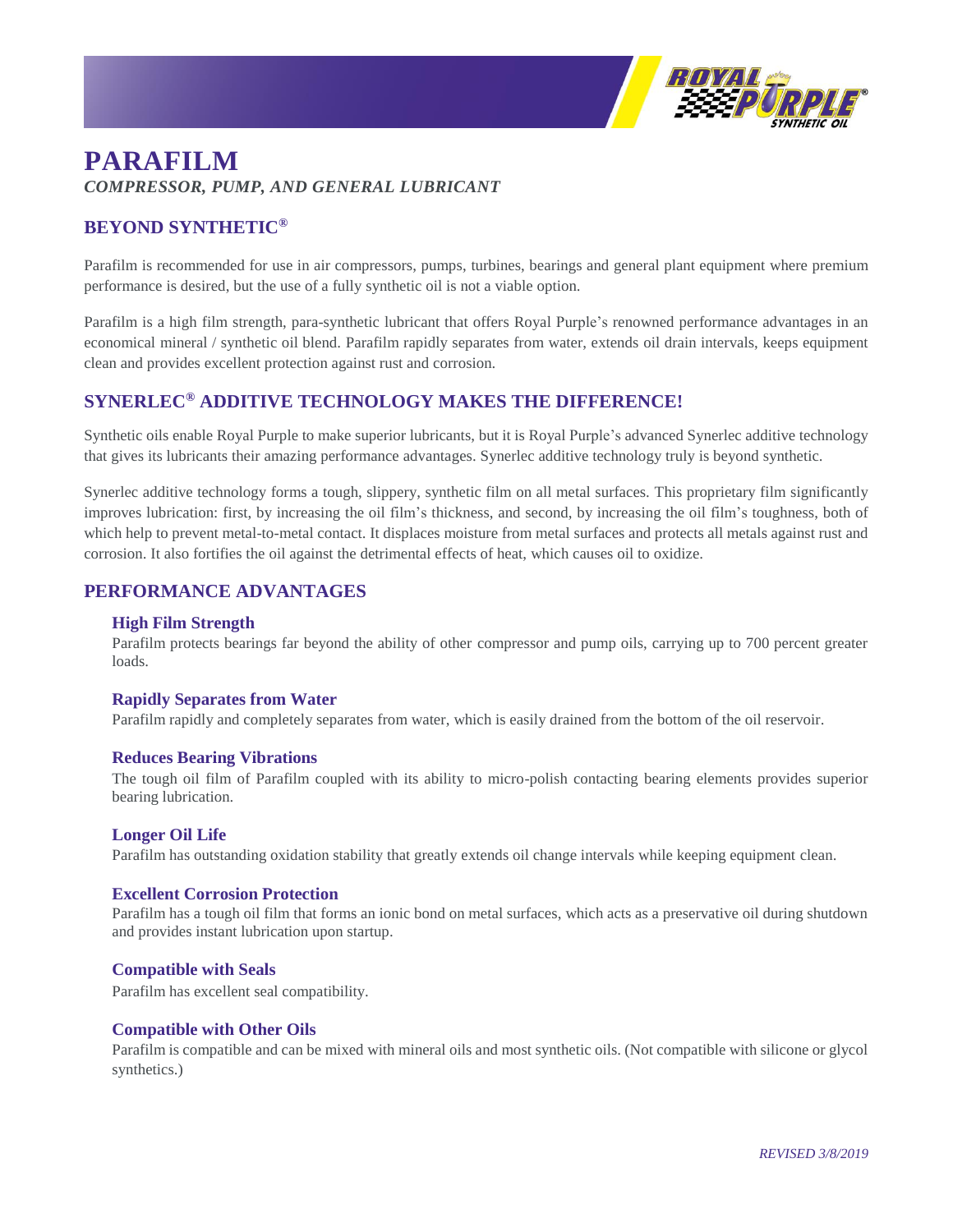# PARAFILM

***COMPRESSOR, PUMP, AND GENERAL LUBRICANT***

## BEYOND SYNTHETIC®

Parafilm is recommended for use in air compressors, pumps, turbines, bearings and general plant equipment where premium performance is desired, but the use of a fully synthetic oil is not a viable option.

Parafilm is a high film strength, para-synthetic lubricant that offers Royal Purple's renowned performance advantages in an economical mineral / synthetic oil blend. Parafilm rapidly separates from water, extends oil drain intervals, keeps equipment clean and provides excellent protection against rust and corrosion.

## SYNERLEC® ADDITIVE TECHNOLOGY MAKES THE DIFFERENCE!

Synthetic oils enable Royal Purple to make superior lubricants, but it is Royal Purple's advanced Synerlec additive technology that gives its lubricants their amazing performance advantages. Synerlec additive technology truly is beyond synthetic.

Synerlec additive technology forms a tough, slippery, synthetic film on all metal surfaces. This proprietary film significantly improves lubrication: first, by increasing the oil film's thickness, and second, by increasing the oil film's toughness, both of which help to prevent metal-to-metal contact. It displaces moisture from metal surfaces and protects all metals against rust and corrosion. It also fortifies the oil against the detrimental effects of heat, which causes oil to oxidize.

## PERFORMANCE ADVANTAGES

### High Film Strength

Parafilm protects bearings far beyond the ability of other compressor and pump oils, carrying up to 700 percent greater loads.

### Rapidly Separates from Water

Parafilm rapidly and completely separates from water, which is easily drained from the bottom of the oil reservoir.

### Reduces Bearing Vibrations

The tough oil film of Parafilm coupled with its ability to micro-polish contacting bearing elements provides superior bearing lubrication.

### Longer Oil Life

Parafilm has outstanding oxidation stability that greatly extends oil change intervals while keeping equipment clean.

### Excellent Corrosion Protection

Parafilm has a tough oil film that forms an ionic bond on metal surfaces, which acts as a preservative oil during shutdown and provides instant lubrication upon startup.

### Compatible with Seals

Parafilm has excellent seal compatibility.

### Compatible with Other Oils

Parafilm is compatible and can be mixed with mineral oils and most synthetic oils. (Not compatible with silicone or glycol synthetics.)

*REVISED 3/8/2019*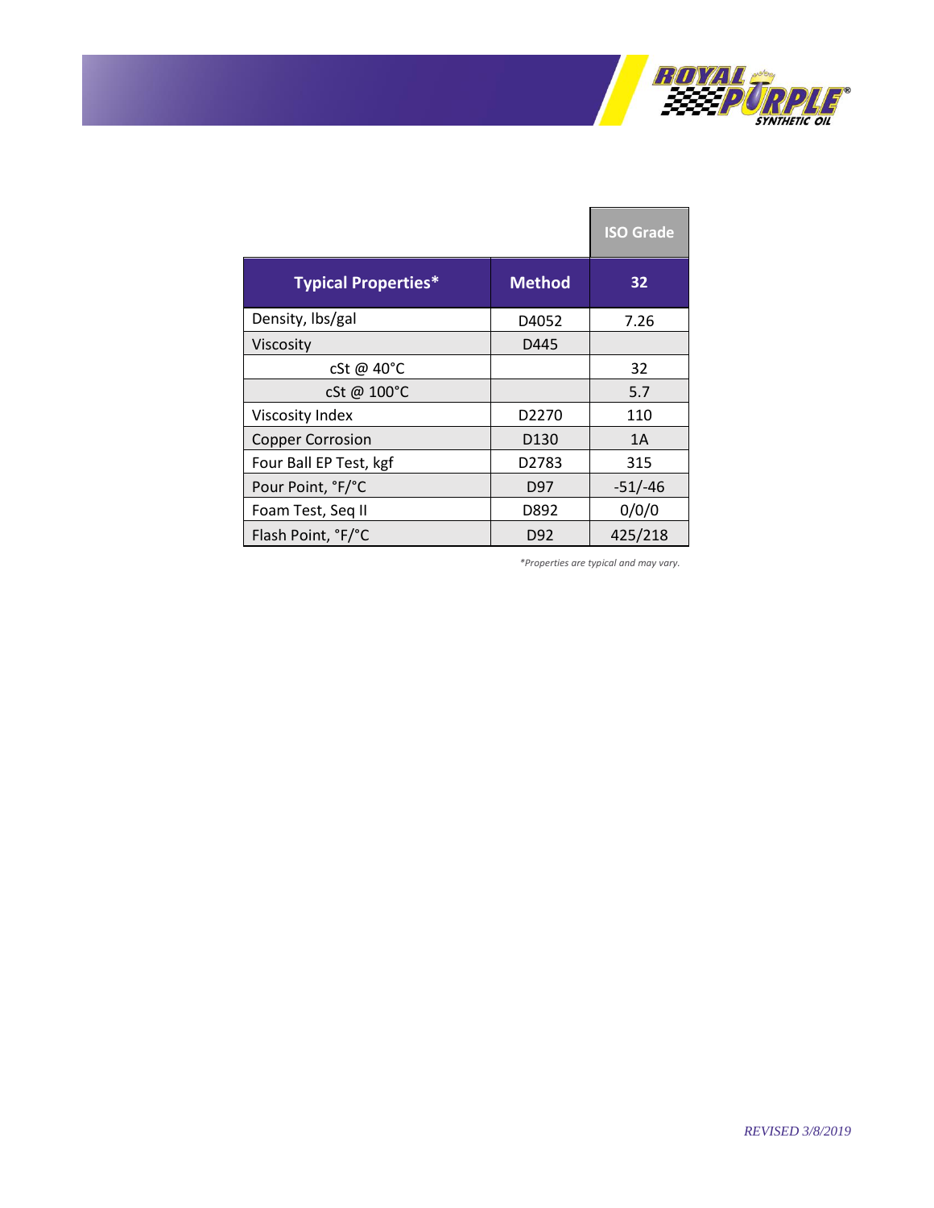| | | ISO Grade |
|---|---|---|
| **Typical Properties*** | **Method** | **32** |
| Density, lbs/gal | D4052 | 7.26 |
| Viscosity | D445 | |
| cSt @ 40°C | | 32 |
| cSt @ 100°C | | 5.7 |
| Viscosity Index | D2270 | 110 |
| Copper Corrosion | D130 | 1A |
| Four Ball EP Test, kgf | D2783 | 315 |
| Pour Point, °F/°C | D97 | -51/-46 |
| Foam Test, Seq II | D892 | 0/0/0 |
| Flash Point, °F/°C | D92 | 425/218 |

*\*Properties are typical and may vary.*

*REVISED 3/8/2019*